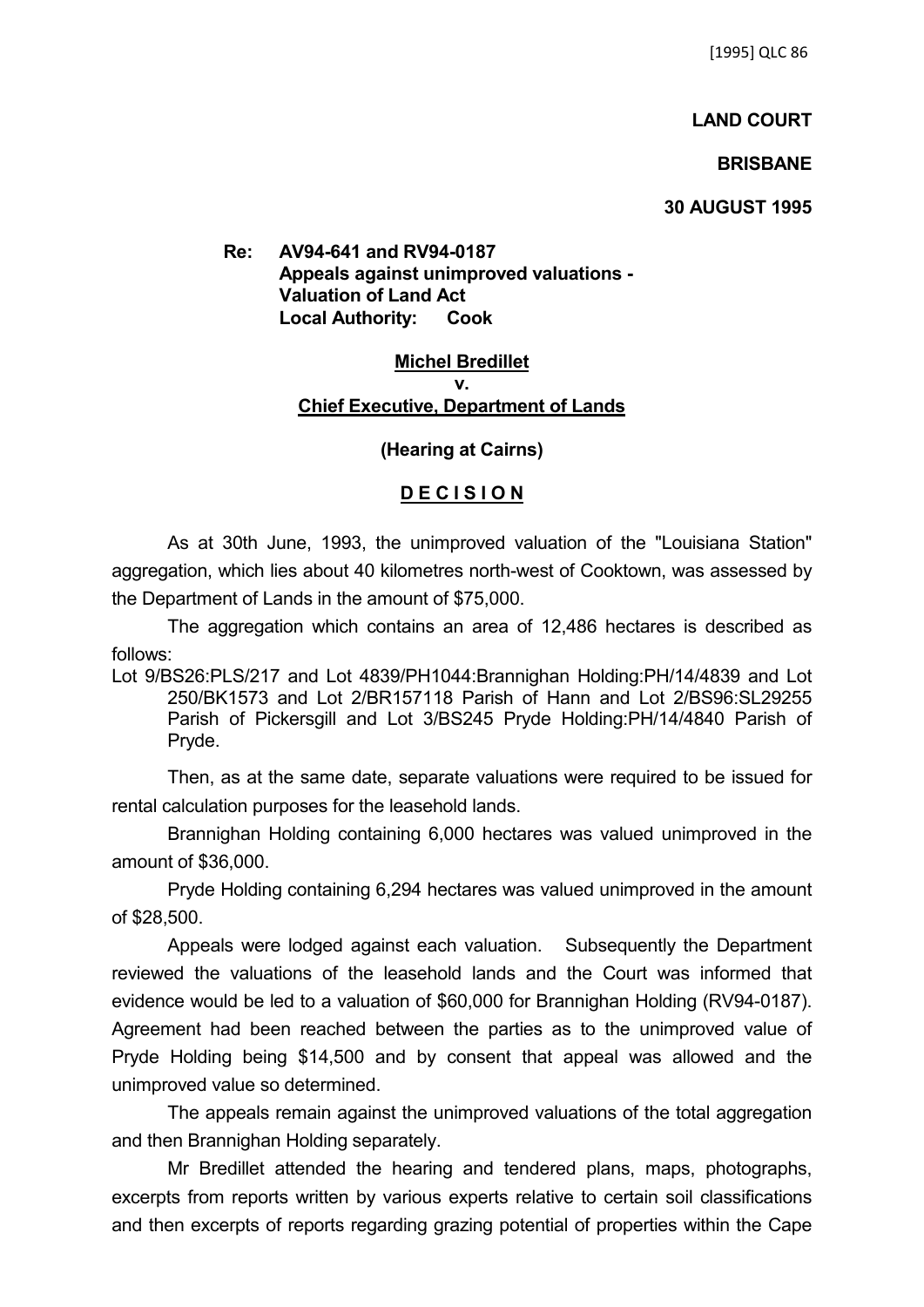[1995] QLC 86

**LAND COURT**

**BRISBANE**

**30 AUGUST 1995**

**Re: AV94-641 and RV94-0187**
**Appeals against unimproved valuations - Valuation of Land Act**
**Local Authority: Cook**

**Michel Bredillet**
**v.**
**Chief Executive, Department of Lands**

**(Hearing at Cairns)**

**D E C I S I O N**

As at 30th June, 1993, the unimproved valuation of the "Louisiana Station" aggregation, which lies about 40 kilometres north-west of Cooktown, was assessed by the Department of Lands in the amount of $75,000.

The aggregation which contains an area of 12,486 hectares is described as follows:

Lot 9/BS26:PLS/217 and Lot 4839/PH1044:Brannighan Holding:PH/14/4839 and Lot 250/BK1573 and Lot 2/BR157118 Parish of Hann and Lot 2/BS96:SL29255 Parish of Pickersgill and Lot 3/BS245 Pryde Holding:PH/14/4840 Parish of Pryde.

Then, as at the same date, separate valuations were required to be issued for rental calculation purposes for the leasehold lands.

Brannighan Holding containing 6,000 hectares was valued unimproved in the amount of $36,000.

Pryde Holding containing 6,294 hectares was valued unimproved in the amount of $28,500.

Appeals were lodged against each valuation. Subsequently the Department reviewed the valuations of the leasehold lands and the Court was informed that evidence would be led to a valuation of $60,000 for Brannighan Holding (RV94-0187). Agreement had been reached between the parties as to the unimproved value of Pryde Holding being $14,500 and by consent that appeal was allowed and the unimproved value so determined.

The appeals remain against the unimproved valuations of the total aggregation and then Brannighan Holding separately.

Mr Bredillet attended the hearing and tendered plans, maps, photographs, excerpts from reports written by various experts relative to certain soil classifications and then excerpts of reports regarding grazing potential of properties within the Cape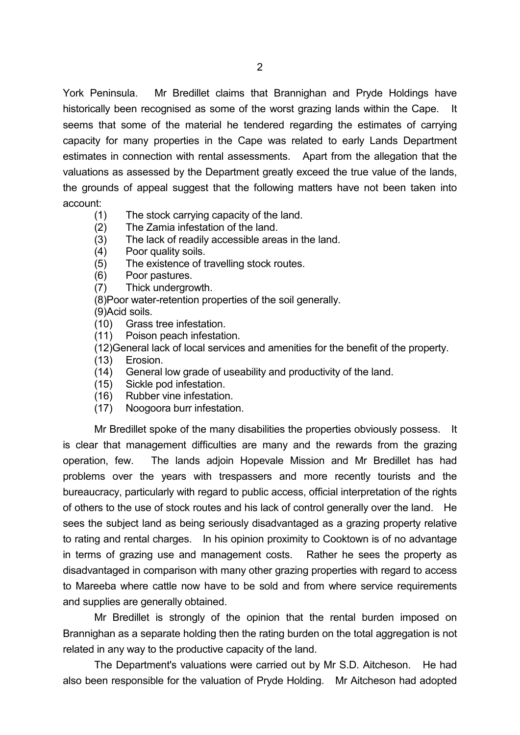York Peninsula. Mr Bredillet claims that Brannighan and Pryde Holdings have historically been recognised as some of the worst grazing lands within the Cape. It seems that some of the material he tendered regarding the estimates of carrying capacity for many properties in the Cape was related to early Lands Department estimates in connection with rental assessments. Apart from the allegation that the valuations as assessed by the Department greatly exceed the true value of the lands, the grounds of appeal suggest that the following matters have not been taken into account:

(1) The stock carrying capacity of the land.
(2) The Zamia infestation of the land.
(3) The lack of readily accessible areas in the land.
(4) Poor quality soils.
(5) The existence of travelling stock routes.
(6) Poor pastures.
(7) Thick undergrowth.
(8) Poor water-retention properties of the soil generally.
(9) Acid soils.
(10) Grass tree infestation.
(11) Poison peach infestation.
(12) General lack of local services and amenities for the benefit of the property.
(13) Erosion.
(14) General low grade of useability and productivity of the land.
(15) Sickle pod infestation.
(16) Rubber vine infestation.
(17) Noogoora burr infestation.

Mr Bredillet spoke of the many disabilities the properties obviously possess. It is clear that management difficulties are many and the rewards from the grazing operation, few. The lands adjoin Hopevale Mission and Mr Bredillet has had problems over the years with trespassers and more recently tourists and the bureaucracy, particularly with regard to public access, official interpretation of the rights of others to the use of stock routes and his lack of control generally over the land. He sees the subject land as being seriously disadvantaged as a grazing property relative to rating and rental charges. In his opinion proximity to Cooktown is of no advantage in terms of grazing use and management costs. Rather he sees the property as disadvantaged in comparison with many other grazing properties with regard to access to Mareeba where cattle now have to be sold and from where service requirements and supplies are generally obtained.

Mr Bredillet is strongly of the opinion that the rental burden imposed on Brannighan as a separate holding then the rating burden on the total aggregation is not related in any way to the productive capacity of the land.

The Department's valuations were carried out by Mr S.D. Aitcheson. He had also been responsible for the valuation of Pryde Holding. Mr Aitcheson had adopted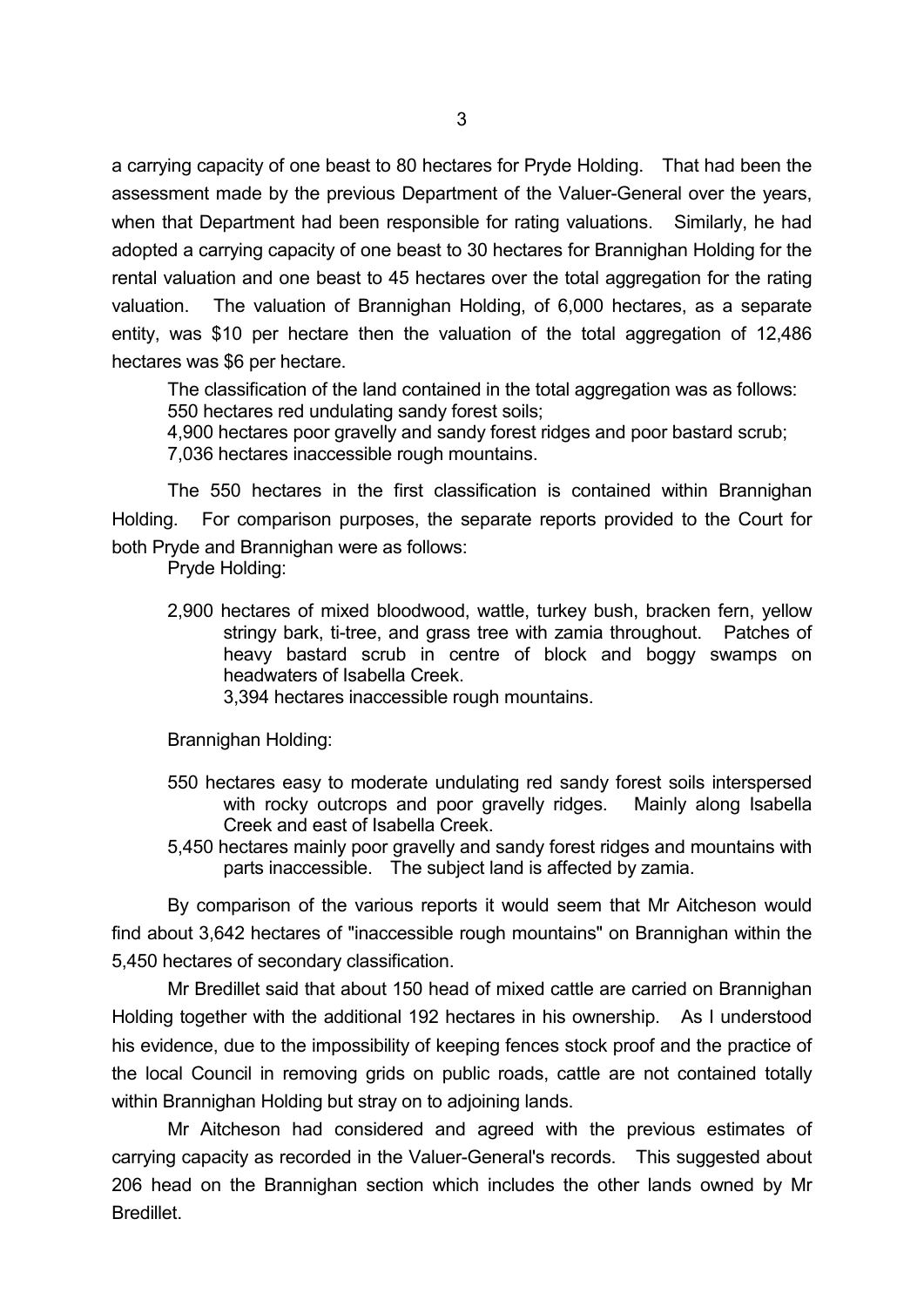a carrying capacity of one beast to 80 hectares for Pryde Holding. That had been the assessment made by the previous Department of the Valuer-General over the years, when that Department had been responsible for rating valuations. Similarly, he had adopted a carrying capacity of one beast to 30 hectares for Brannighan Holding for the rental valuation and one beast to 45 hectares over the total aggregation for the rating valuation. The valuation of Brannighan Holding, of 6,000 hectares, as a separate entity, was $10 per hectare then the valuation of the total aggregation of 12,486 hectares was $6 per hectare.

The classification of the land contained in the total aggregation was as follows:
550 hectares red undulating sandy forest soils;
4,900 hectares poor gravelly and sandy forest ridges and poor bastard scrub;
7,036 hectares inaccessible rough mountains.

The 550 hectares in the first classification is contained within Brannighan Holding. For comparison purposes, the separate reports provided to the Court for both Pryde and Brannighan were as follows:

Pryde Holding:

2,900 hectares of mixed bloodwood, wattle, turkey bush, bracken fern, yellow stringy bark, ti-tree, and grass tree with zamia throughout. Patches of heavy bastard scrub in centre of block and boggy swamps on headwaters of Isabella Creek.
3,394 hectares inaccessible rough mountains.

Brannighan Holding:

550 hectares easy to moderate undulating red sandy forest soils interspersed with rocky outcrops and poor gravelly ridges. Mainly along Isabella Creek and east of Isabella Creek.
5,450 hectares mainly poor gravelly and sandy forest ridges and mountains with parts inaccessible. The subject land is affected by zamia.

By comparison of the various reports it would seem that Mr Aitcheson would find about 3,642 hectares of "inaccessible rough mountains" on Brannighan within the 5,450 hectares of secondary classification.

Mr Bredillet said that about 150 head of mixed cattle are carried on Brannighan Holding together with the additional 192 hectares in his ownership. As I understood his evidence, due to the impossibility of keeping fences stock proof and the practice of the local Council in removing grids on public roads, cattle are not contained totally within Brannighan Holding but stray on to adjoining lands.

Mr Aitcheson had considered and agreed with the previous estimates of carrying capacity as recorded in the Valuer-General's records. This suggested about 206 head on the Brannighan section which includes the other lands owned by Mr Bredillet.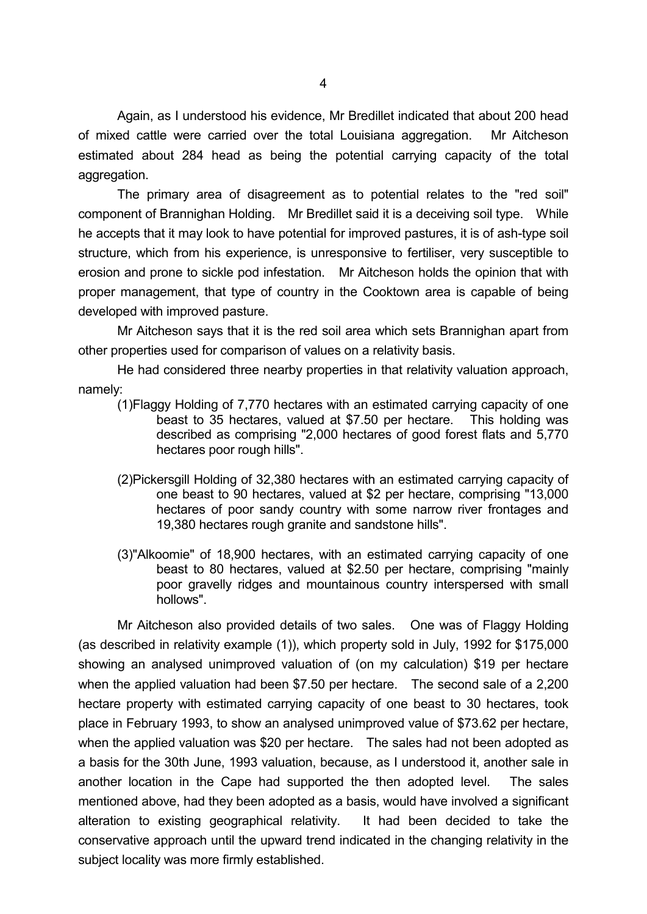Again, as I understood his evidence, Mr Bredillet indicated that about 200 head of mixed cattle were carried over the total Louisiana aggregation. Mr Aitcheson estimated about 284 head as being the potential carrying capacity of the total aggregation.

The primary area of disagreement as to potential relates to the "red soil" component of Brannighan Holding. Mr Bredillet said it is a deceiving soil type. While he accepts that it may look to have potential for improved pastures, it is of ash-type soil structure, which from his experience, is unresponsive to fertiliser, very susceptible to erosion and prone to sickle pod infestation. Mr Aitcheson holds the opinion that with proper management, that type of country in the Cooktown area is capable of being developed with improved pasture.

Mr Aitcheson says that it is the red soil area which sets Brannighan apart from other properties used for comparison of values on a relativity basis.

He had considered three nearby properties in that relativity valuation approach, namely:

(1) Flaggy Holding of 7,770 hectares with an estimated carrying capacity of one beast to 35 hectares, valued at $7.50 per hectare. This holding was described as comprising "2,000 hectares of good forest flats and 5,770 hectares poor rough hills".

(2) Pickersgill Holding of 32,380 hectares with an estimated carrying capacity of one beast to 90 hectares, valued at $2 per hectare, comprising "13,000 hectares of poor sandy country with some narrow river frontages and 19,380 hectares rough granite and sandstone hills".

(3) "Alkoomie" of 18,900 hectares, with an estimated carrying capacity of one beast to 80 hectares, valued at $2.50 per hectare, comprising "mainly poor gravelly ridges and mountainous country interspersed with small hollows".

Mr Aitcheson also provided details of two sales. One was of Flaggy Holding (as described in relativity example (1)), which property sold in July, 1992 for $175,000 showing an analysed unimproved valuation of (on my calculation) $19 per hectare when the applied valuation had been $7.50 per hectare. The second sale of a 2,200 hectare property with estimated carrying capacity of one beast to 30 hectares, took place in February 1993, to show an analysed unimproved value of $73.62 per hectare, when the applied valuation was $20 per hectare. The sales had not been adopted as a basis for the 30th June, 1993 valuation, because, as I understood it, another sale in another location in the Cape had supported the then adopted level. The sales mentioned above, had they been adopted as a basis, would have involved a significant alteration to existing geographical relativity. It had been decided to take the conservative approach until the upward trend indicated in the changing relativity in the subject locality was more firmly established.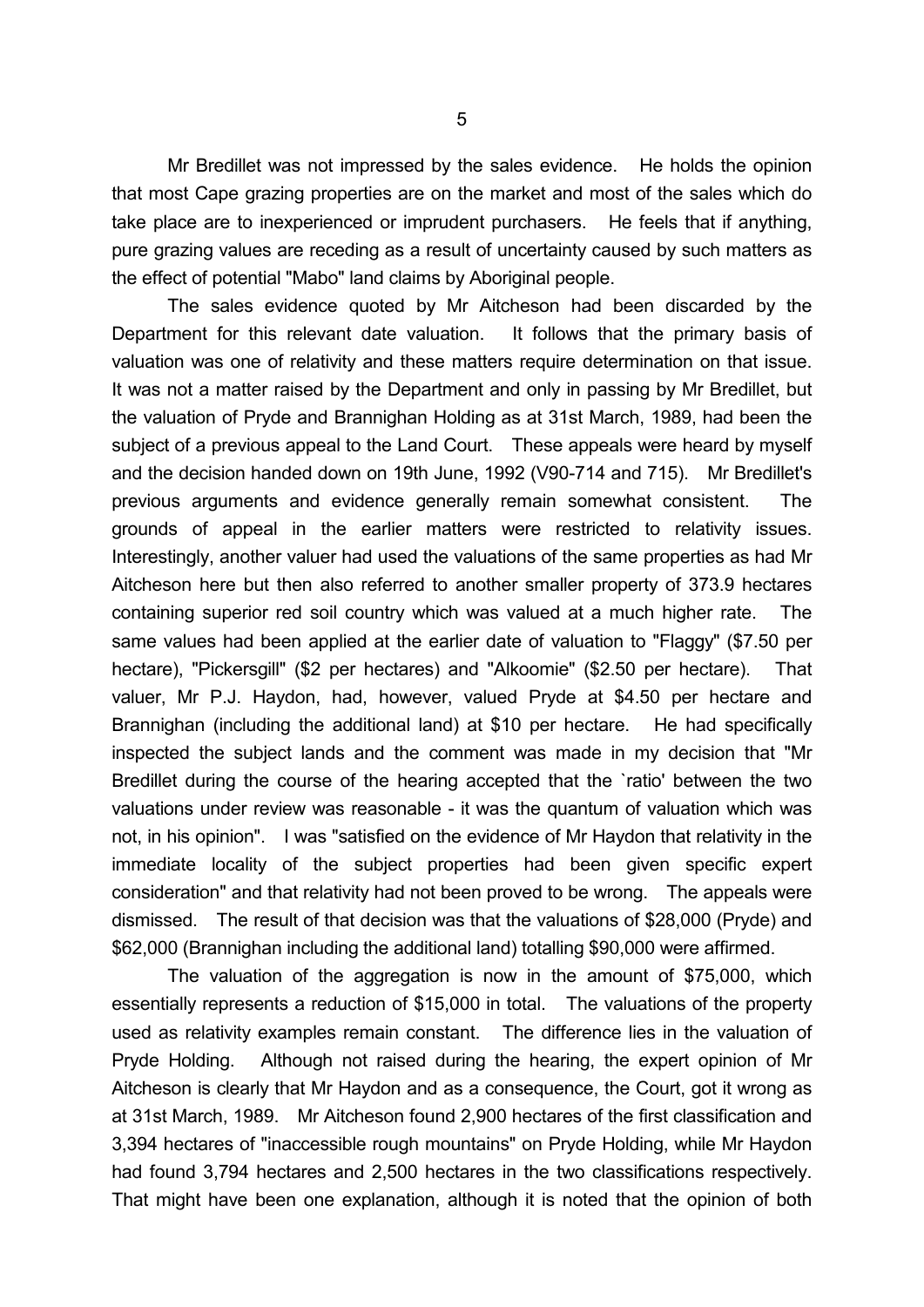Mr Bredillet was not impressed by the sales evidence. He holds the opinion that most Cape grazing properties are on the market and most of the sales which do take place are to inexperienced or imprudent purchasers. He feels that if anything, pure grazing values are receding as a result of uncertainty caused by such matters as the effect of potential "Mabo" land claims by Aboriginal people.

The sales evidence quoted by Mr Aitcheson had been discarded by the Department for this relevant date valuation. It follows that the primary basis of valuation was one of relativity and these matters require determination on that issue. It was not a matter raised by the Department and only in passing by Mr Bredillet, but the valuation of Pryde and Brannighan Holding as at 31st March, 1989, had been the subject of a previous appeal to the Land Court. These appeals were heard by myself and the decision handed down on 19th June, 1992 (V90-714 and 715). Mr Bredillet's previous arguments and evidence generally remain somewhat consistent. The grounds of appeal in the earlier matters were restricted to relativity issues. Interestingly, another valuer had used the valuations of the same properties as had Mr Aitcheson here but then also referred to another smaller property of 373.9 hectares containing superior red soil country which was valued at a much higher rate. The same values had been applied at the earlier date of valuation to "Flaggy" ($7.50 per hectare), "Pickersgill" ($2 per hectares) and "Alkoomie" ($2.50 per hectare). That valuer, Mr P.J. Haydon, had, however, valued Pryde at $4.50 per hectare and Brannighan (including the additional land) at $10 per hectare. He had specifically inspected the subject lands and the comment was made in my decision that "Mr Bredillet during the course of the hearing accepted that the `ratio' between the two valuations under review was reasonable - it was the quantum of valuation which was not, in his opinion". I was "satisfied on the evidence of Mr Haydon that relativity in the immediate locality of the subject properties had been given specific expert consideration" and that relativity had not been proved to be wrong. The appeals were dismissed. The result of that decision was that the valuations of $28,000 (Pryde) and $62,000 (Brannighan including the additional land) totalling $90,000 were affirmed.

The valuation of the aggregation is now in the amount of $75,000, which essentially represents a reduction of $15,000 in total. The valuations of the property used as relativity examples remain constant. The difference lies in the valuation of Pryde Holding. Although not raised during the hearing, the expert opinion of Mr Aitcheson is clearly that Mr Haydon and as a consequence, the Court, got it wrong as at 31st March, 1989. Mr Aitcheson found 2,900 hectares of the first classification and 3,394 hectares of "inaccessible rough mountains" on Pryde Holding, while Mr Haydon had found 3,794 hectares and 2,500 hectares in the two classifications respectively. That might have been one explanation, although it is noted that the opinion of both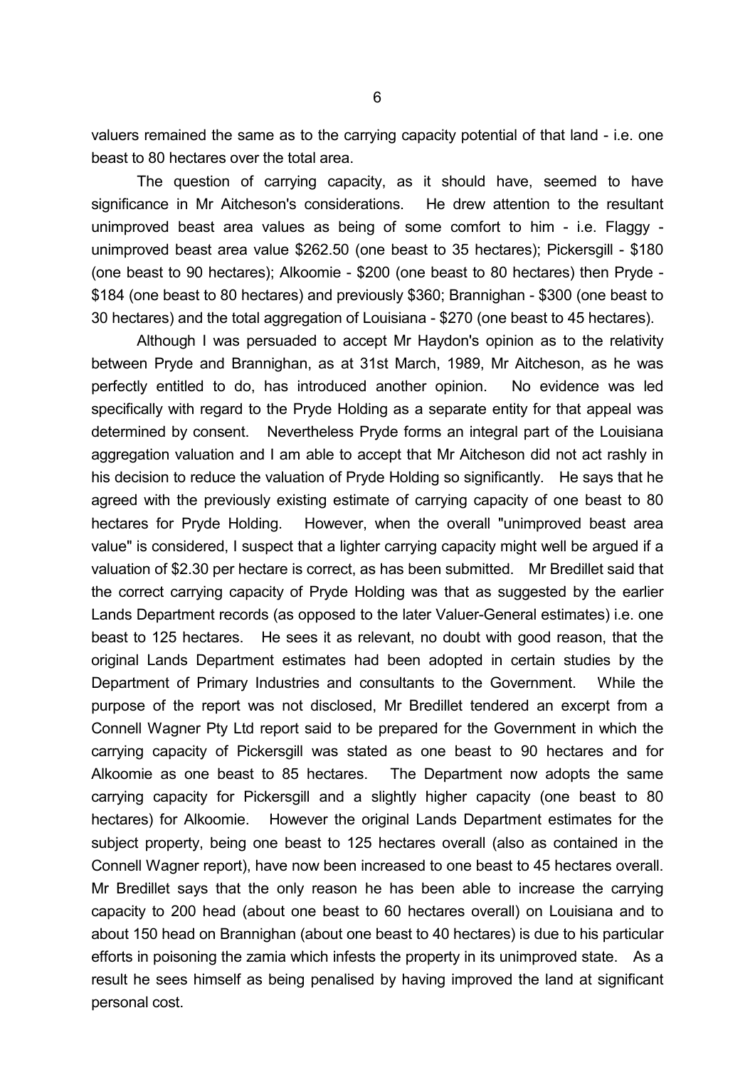valuers remained the same as to the carrying capacity potential of that land - i.e. one beast to 80 hectares over the total area.

The question of carrying capacity, as it should have, seemed to have significance in Mr Aitcheson's considerations. He drew attention to the resultant unimproved beast area values as being of some comfort to him - i.e. Flaggy - unimproved beast area value $262.50 (one beast to 35 hectares); Pickersgill - $180 (one beast to 90 hectares); Alkoomie - $200 (one beast to 80 hectares) then Pryde - $184 (one beast to 80 hectares) and previously $360; Brannighan - $300 (one beast to 30 hectares) and the total aggregation of Louisiana - $270 (one beast to 45 hectares).

Although I was persuaded to accept Mr Haydon's opinion as to the relativity between Pryde and Brannighan, as at 31st March, 1989, Mr Aitcheson, as he was perfectly entitled to do, has introduced another opinion. No evidence was led specifically with regard to the Pryde Holding as a separate entity for that appeal was determined by consent. Nevertheless Pryde forms an integral part of the Louisiana aggregation valuation and I am able to accept that Mr Aitcheson did not act rashly in his decision to reduce the valuation of Pryde Holding so significantly. He says that he agreed with the previously existing estimate of carrying capacity of one beast to 80 hectares for Pryde Holding. However, when the overall "unimproved beast area value" is considered, I suspect that a lighter carrying capacity might well be argued if a valuation of $2.30 per hectare is correct, as has been submitted. Mr Bredillet said that the correct carrying capacity of Pryde Holding was that as suggested by the earlier Lands Department records (as opposed to the later Valuer-General estimates) i.e. one beast to 125 hectares. He sees it as relevant, no doubt with good reason, that the original Lands Department estimates had been adopted in certain studies by the Department of Primary Industries and consultants to the Government. While the purpose of the report was not disclosed, Mr Bredillet tendered an excerpt from a Connell Wagner Pty Ltd report said to be prepared for the Government in which the carrying capacity of Pickersgill was stated as one beast to 90 hectares and for Alkoomie as one beast to 85 hectares. The Department now adopts the same carrying capacity for Pickersgill and a slightly higher capacity (one beast to 80 hectares) for Alkoomie. However the original Lands Department estimates for the subject property, being one beast to 125 hectares overall (also as contained in the Connell Wagner report), have now been increased to one beast to 45 hectares overall. Mr Bredillet says that the only reason he has been able to increase the carrying capacity to 200 head (about one beast to 60 hectares overall) on Louisiana and to about 150 head on Brannighan (about one beast to 40 hectares) is due to his particular efforts in poisoning the zamia which infests the property in its unimproved state. As a result he sees himself as being penalised by having improved the land at significant personal cost.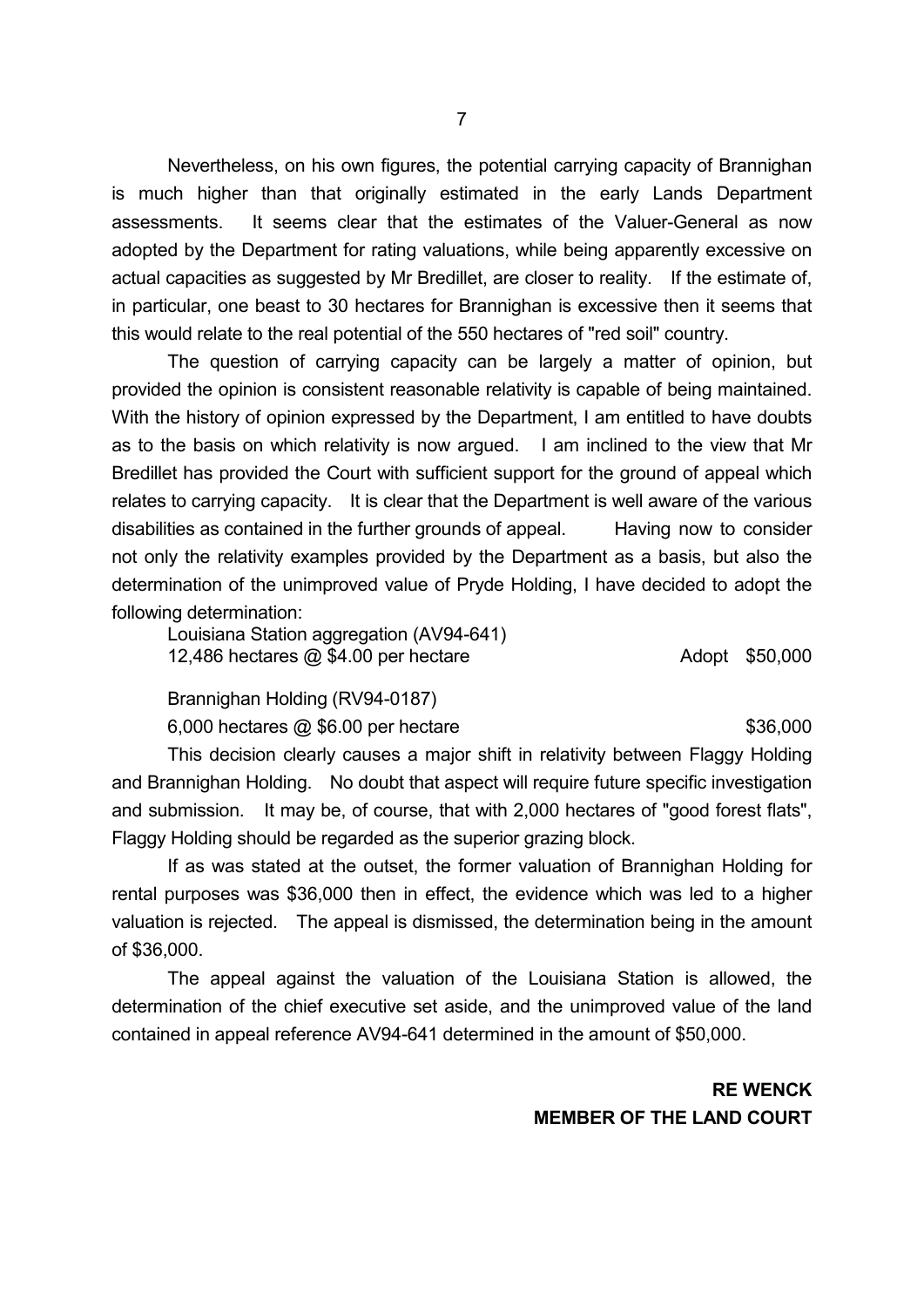Nevertheless, on his own figures, the potential carrying capacity of Brannighan is much higher than that originally estimated in the early Lands Department assessments. It seems clear that the estimates of the Valuer-General as now adopted by the Department for rating valuations, while being apparently excessive on actual capacities as suggested by Mr Bredillet, are closer to reality. If the estimate of, in particular, one beast to 30 hectares for Brannighan is excessive then it seems that this would relate to the real potential of the 550 hectares of "red soil" country.

The question of carrying capacity can be largely a matter of opinion, but provided the opinion is consistent reasonable relativity is capable of being maintained. With the history of opinion expressed by the Department, I am entitled to have doubts as to the basis on which relativity is now argued. I am inclined to the view that Mr Bredillet has provided the Court with sufficient support for the ground of appeal which relates to carrying capacity. It is clear that the Department is well aware of the various disabilities as contained in the further grounds of appeal. Having now to consider not only the relativity examples provided by the Department as a basis, but also the determination of the unimproved value of Pryde Holding, I have decided to adopt the following determination:

| | |
|---|---|
| Louisiana Station aggregation (AV94-641) | |
| 12,486 hectares @ $4.00 per hectare | Adopt $50,000 |
| Brannighan Holding (RV94-0187) | |
| 6,000 hectares @ $6.00 per hectare | $36,000 |

This decision clearly causes a major shift in relativity between Flaggy Holding and Brannighan Holding. No doubt that aspect will require future specific investigation and submission. It may be, of course, that with 2,000 hectares of "good forest flats", Flaggy Holding should be regarded as the superior grazing block.

If as was stated at the outset, the former valuation of Brannighan Holding for rental purposes was $36,000 then in effect, the evidence which was led to a higher valuation is rejected. The appeal is dismissed, the determination being in the amount of $36,000.

The appeal against the valuation of the Louisiana Station is allowed, the determination of the chief executive set aside, and the unimproved value of the land contained in appeal reference AV94-641 determined in the amount of $50,000.

**RE WENCK**
**MEMBER OF THE LAND COURT**